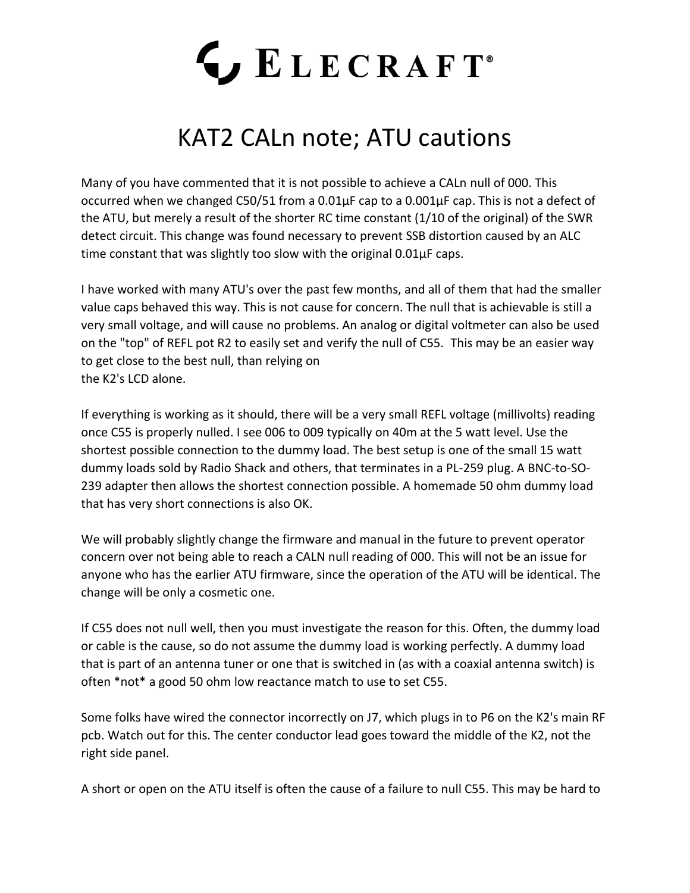# ELECRAFT®

## KAT2 CALn note; ATU cautions

Many of you have commented that it is not possible to achieve a CALn null of 000. This occurred when we changed C50/51 from a 0.01µF cap to a 0.001µF cap. This is not a defect of the ATU, but merely a result of the shorter RC time constant (1/10 of the original) of the SWR detect circuit. This change was found necessary to prevent SSB distortion caused by an ALC time constant that was slightly too slow with the original 0.01µF caps.

I have worked with many ATU's over the past few months, and all of them that had the smaller value caps behaved this way. This is not cause for concern. The null that is achievable is still a very small voltage, and will cause no problems. An analog or digital voltmeter can also be used on the "top" of REFL pot R2 to easily set and verify the null of C55. This may be an easier way to get close to the best null, than relying on
the K2's LCD alone.

If everything is working as it should, there will be a very small REFL voltage (millivolts) reading once C55 is properly nulled. I see 006 to 009 typically on 40m at the 5 watt level. Use the shortest possible connection to the dummy load. The best setup is one of the small 15 watt dummy loads sold by Radio Shack and others, that terminates in a PL-259 plug. A BNC-to-SO-239 adapter then allows the shortest connection possible. A homemade 50 ohm dummy load that has very short connections is also OK.

We will probably slightly change the firmware and manual in the future to prevent operator concern over not being able to reach a CALN null reading of 000. This will not be an issue for anyone who has the earlier ATU firmware, since the operation of the ATU will be identical. The change will be only a cosmetic one.

If C55 does not null well, then you must investigate the reason for this. Often, the dummy load or cable is the cause, so do not assume the dummy load is working perfectly. A dummy load that is part of an antenna tuner or one that is switched in (as with a coaxial antenna switch) is often *not* a good 50 ohm low reactance match to use to set C55.

Some folks have wired the connector incorrectly on J7, which plugs in to P6 on the K2's main RF pcb. Watch out for this. The center conductor lead goes toward the middle of the K2, not the right side panel.

A short or open on the ATU itself is often the cause of a failure to null C55. This may be hard to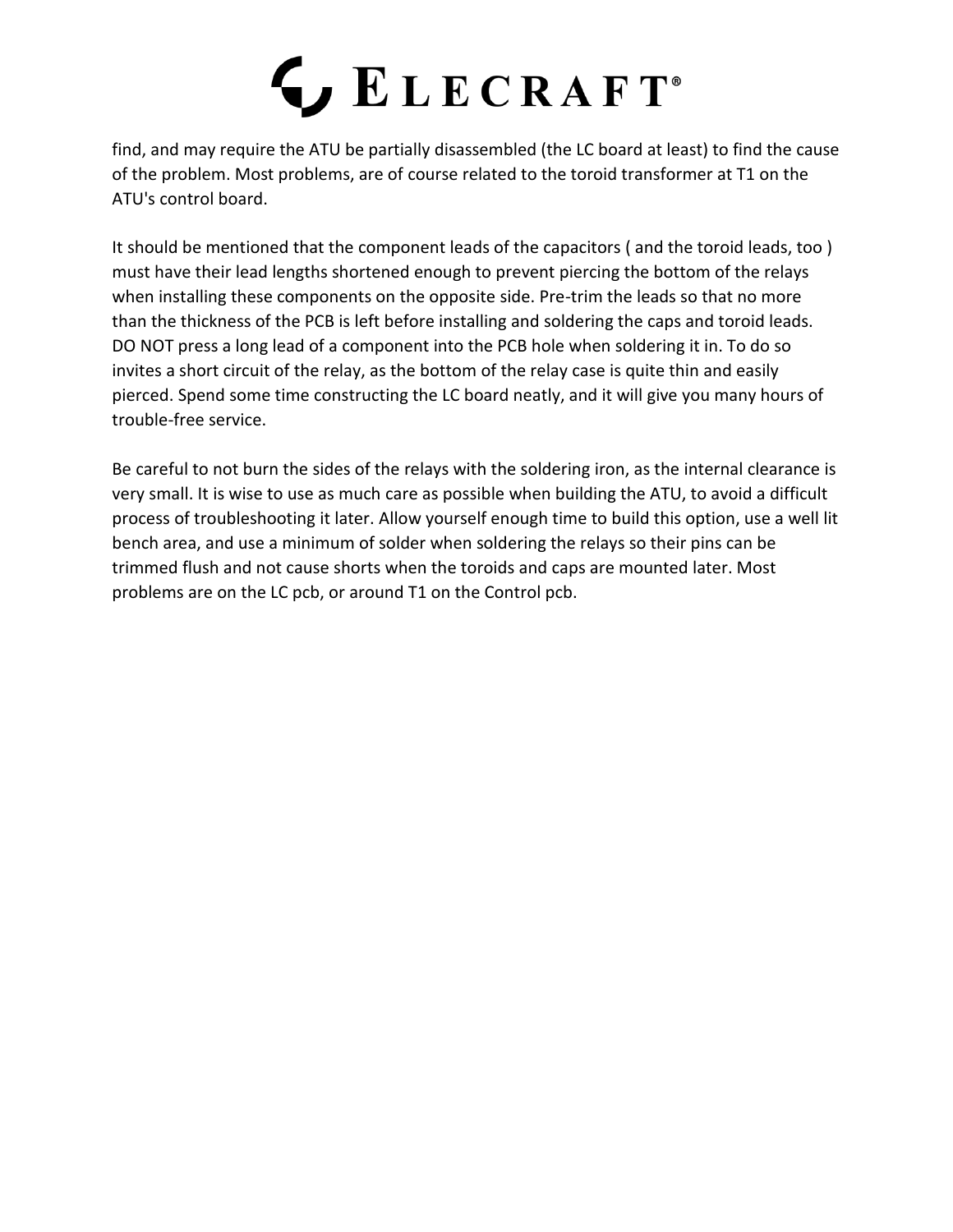find, and may require the ATU be partially disassembled (the LC board at least) to find the cause of the problem. Most problems, are of course related to the toroid transformer at T1 on the ATU's control board.

It should be mentioned that the component leads of the capacitors ( and the toroid leads, too ) must have their lead lengths shortened enough to prevent piercing the bottom of the relays when installing these components on the opposite side. Pre-trim the leads so that no more than the thickness of the PCB is left before installing and soldering the caps and toroid leads. DO NOT press a long lead of a component into the PCB hole when soldering it in. To do so invites a short circuit of the relay, as the bottom of the relay case is quite thin and easily pierced. Spend some time constructing the LC board neatly, and it will give you many hours of trouble-free service.

Be careful to not burn the sides of the relays with the soldering iron, as the internal clearance is very small. It is wise to use as much care as possible when building the ATU, to avoid a difficult process of troubleshooting it later. Allow yourself enough time to build this option, use a well lit bench area, and use a minimum of solder when soldering the relays so their pins can be trimmed flush and not cause shorts when the toroids and caps are mounted later. Most problems are on the LC pcb, or around T1 on the Control pcb.